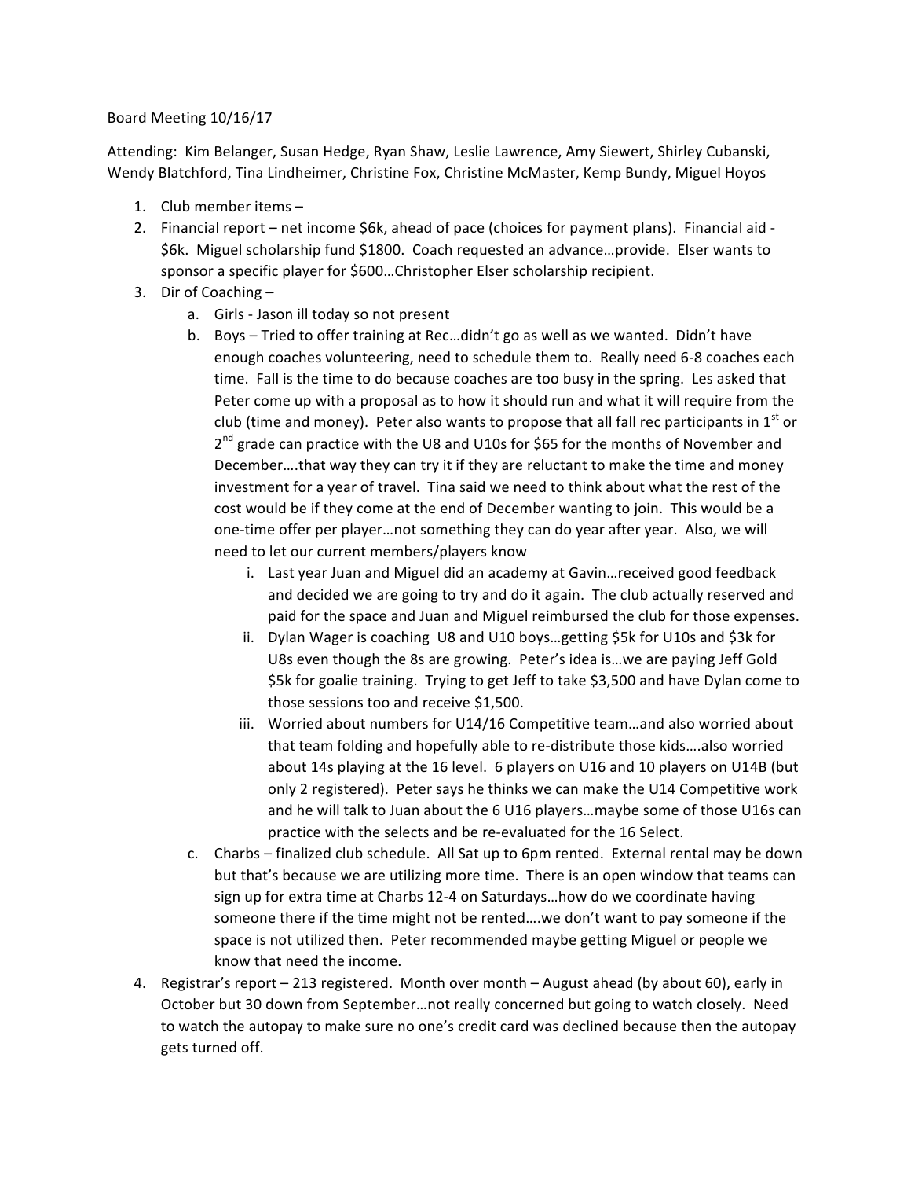Board Meeting 10/16/17

Attending: Kim Belanger, Susan Hedge, Ryan Shaw, Leslie Lawrence, Amy Siewert, Shirley Cubanski, Wendy Blatchford, Tina Lindheimer, Christine Fox, Christine McMaster, Kemp Bundy, Miguel Hoyos

1. Club member items –
2. Financial report – net income $6k, ahead of pace (choices for payment plans). Financial aid - $6k. Miguel scholarship fund $1800. Coach requested an advance…provide. Elser wants to sponsor a specific player for $600…Christopher Elser scholarship recipient.
3. Dir of Coaching –
   a. Girls - Jason ill today so not present
   b. Boys – Tried to offer training at Rec…didn't go as well as we wanted. Didn't have enough coaches volunteering, need to schedule them to. Really need 6-8 coaches each time. Fall is the time to do because coaches are too busy in the spring. Les asked that Peter come up with a proposal as to how it should run and what it will require from the club (time and money). Peter also wants to propose that all fall rec participants in 1st or 2nd grade can practice with the U8 and U10s for $65 for the months of November and December….that way they can try it if they are reluctant to make the time and money investment for a year of travel. Tina said we need to think about what the rest of the cost would be if they come at the end of December wanting to join. This would be a one-time offer per player…not something they can do year after year. Also, we will need to let our current members/players know
      i. Last year Juan and Miguel did an academy at Gavin…received good feedback and decided we are going to try and do it again. The club actually reserved and paid for the space and Juan and Miguel reimbursed the club for those expenses.
      ii. Dylan Wager is coaching U8 and U10 boys…getting $5k for U10s and $3k for U8s even though the 8s are growing. Peter's idea is…we are paying Jeff Gold $5k for goalie training. Trying to get Jeff to take $3,500 and have Dylan come to those sessions too and receive $1,500.
      iii. Worried about numbers for U14/16 Competitive team…and also worried about that team folding and hopefully able to re-distribute those kids….also worried about 14s playing at the 16 level. 6 players on U16 and 10 players on U14B (but only 2 registered). Peter says he thinks we can make the U14 Competitive work and he will talk to Juan about the 6 U16 players…maybe some of those U16s can practice with the selects and be re-evaluated for the 16 Select.
   c. Charbs – finalized club schedule. All Sat up to 6pm rented. External rental may be down but that's because we are utilizing more time. There is an open window that teams can sign up for extra time at Charbs 12-4 on Saturdays…how do we coordinate having someone there if the time might not be rented….we don't want to pay someone if the space is not utilized then. Peter recommended maybe getting Miguel or people we know that need the income.
4. Registrar's report – 213 registered. Month over month – August ahead (by about 60), early in October but 30 down from September…not really concerned but going to watch closely. Need to watch the autopay to make sure no one's credit card was declined because then the autopay gets turned off.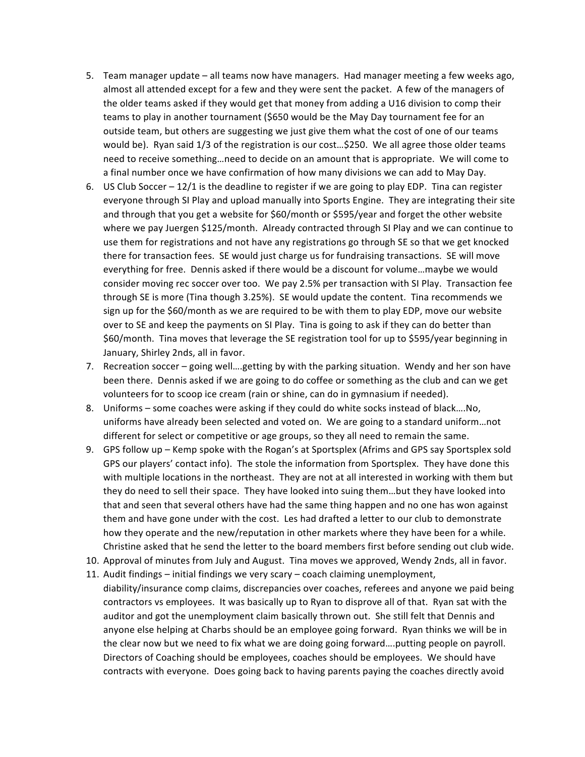5. Team manager update – all teams now have managers. Had manager meeting a few weeks ago, almost all attended except for a few and they were sent the packet. A few of the managers of the older teams asked if they would get that money from adding a U16 division to comp their teams to play in another tournament ($650 would be the May Day tournament fee for an outside team, but others are suggesting we just give them what the cost of one of our teams would be). Ryan said 1/3 of the registration is our cost…$250. We all agree those older teams need to receive something…need to decide on an amount that is appropriate. We will come to a final number once we have confirmation of how many divisions we can add to May Day.
6. US Club Soccer – 12/1 is the deadline to register if we are going to play EDP. Tina can register everyone through SI Play and upload manually into Sports Engine. They are integrating their site and through that you get a website for $60/month or $595/year and forget the other website where we pay Juergen $125/month. Already contracted through SI Play and we can continue to use them for registrations and not have any registrations go through SE so that we get knocked there for transaction fees. SE would just charge us for fundraising transactions. SE will move everything for free. Dennis asked if there would be a discount for volume…maybe we would consider moving rec soccer over too. We pay 2.5% per transaction with SI Play. Transaction fee through SE is more (Tina though 3.25%). SE would update the content. Tina recommends we sign up for the $60/month as we are required to be with them to play EDP, move our website over to SE and keep the payments on SI Play. Tina is going to ask if they can do better than $60/month. Tina moves that leverage the SE registration tool for up to $595/year beginning in January, Shirley 2nds, all in favor.
7. Recreation soccer – going well….getting by with the parking situation. Wendy and her son have been there. Dennis asked if we are going to do coffee or something as the club and can we get volunteers for to scoop ice cream (rain or shine, can do in gymnasium if needed).
8. Uniforms – some coaches were asking if they could do white socks instead of black….No, uniforms have already been selected and voted on. We are going to a standard uniform…not different for select or competitive or age groups, so they all need to remain the same.
9. GPS follow up – Kemp spoke with the Rogan's at Sportsplex (Afrims and GPS say Sportsplex sold GPS our players' contact info). The stole the information from Sportsplex. They have done this with multiple locations in the northeast. They are not at all interested in working with them but they do need to sell their space. They have looked into suing them…but they have looked into that and seen that several others have had the same thing happen and no one has won against them and have gone under with the cost. Les had drafted a letter to our club to demonstrate how they operate and the new/reputation in other markets where they have been for a while. Christine asked that he send the letter to the board members first before sending out club wide.
10. Approval of minutes from July and August. Tina moves we approved, Wendy 2nds, all in favor.
11. Audit findings – initial findings we very scary – coach claiming unemployment, diability/insurance comp claims, discrepancies over coaches, referees and anyone we paid being contractors vs employees. It was basically up to Ryan to disprove all of that. Ryan sat with the auditor and got the unemployment claim basically thrown out. She still felt that Dennis and anyone else helping at Charbs should be an employee going forward. Ryan thinks we will be in the clear now but we need to fix what we are doing going forward….putting people on payroll. Directors of Coaching should be employees, coaches should be employees. We should have contracts with everyone. Does going back to having parents paying the coaches directly avoid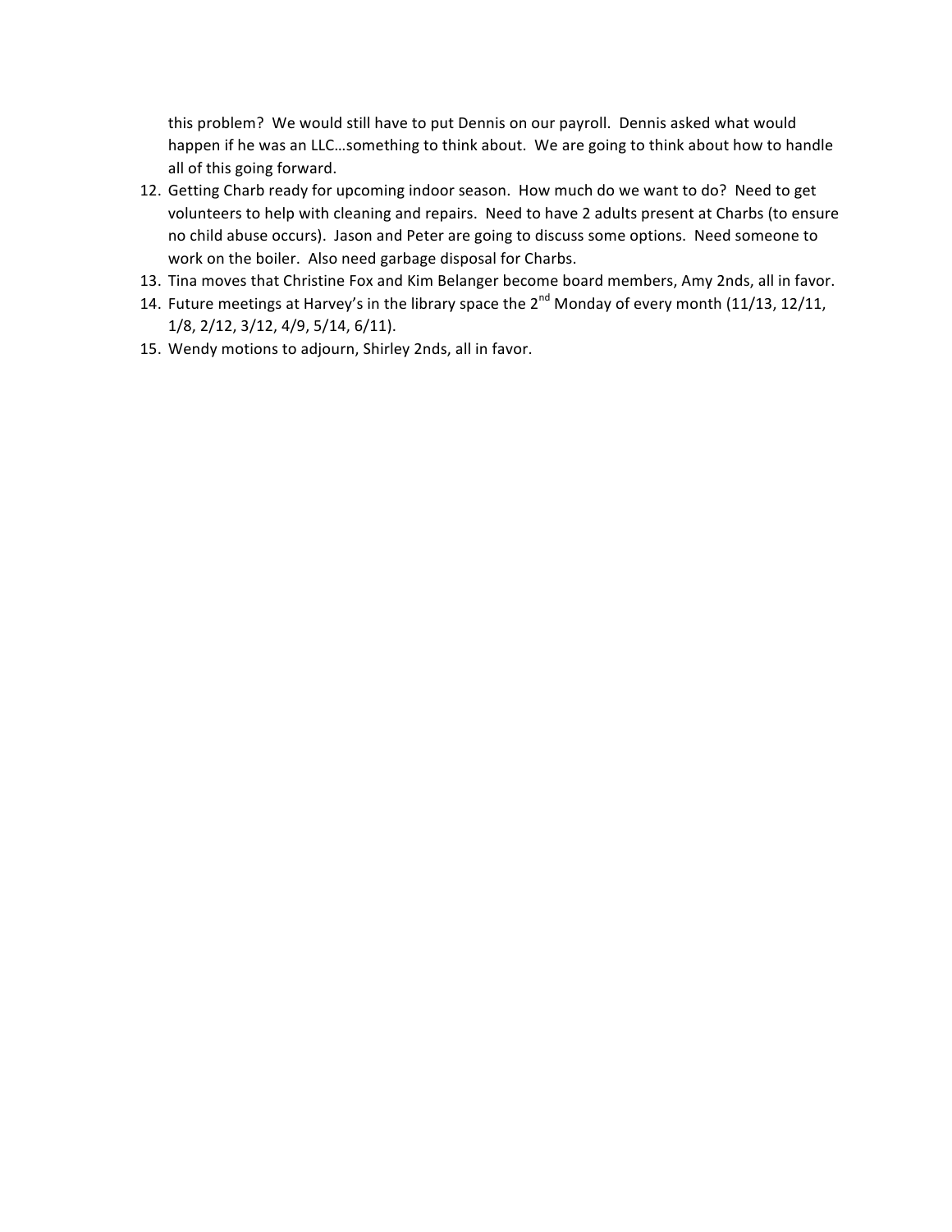this problem? We would still have to put Dennis on our payroll. Dennis asked what would happen if he was an LLC…something to think about. We are going to think about how to handle all of this going forward.

12. Getting Charb ready for upcoming indoor season. How much do we want to do? Need to get volunteers to help with cleaning and repairs. Need to have 2 adults present at Charbs (to ensure no child abuse occurs). Jason and Peter are going to discuss some options. Need someone to work on the boiler. Also need garbage disposal for Charbs.
13. Tina moves that Christine Fox and Kim Belanger become board members, Amy 2nds, all in favor.
14. Future meetings at Harvey's in the library space the 2nd Monday of every month (11/13, 12/11, 1/8, 2/12, 3/12, 4/9, 5/14, 6/11).
15. Wendy motions to adjourn, Shirley 2nds, all in favor.